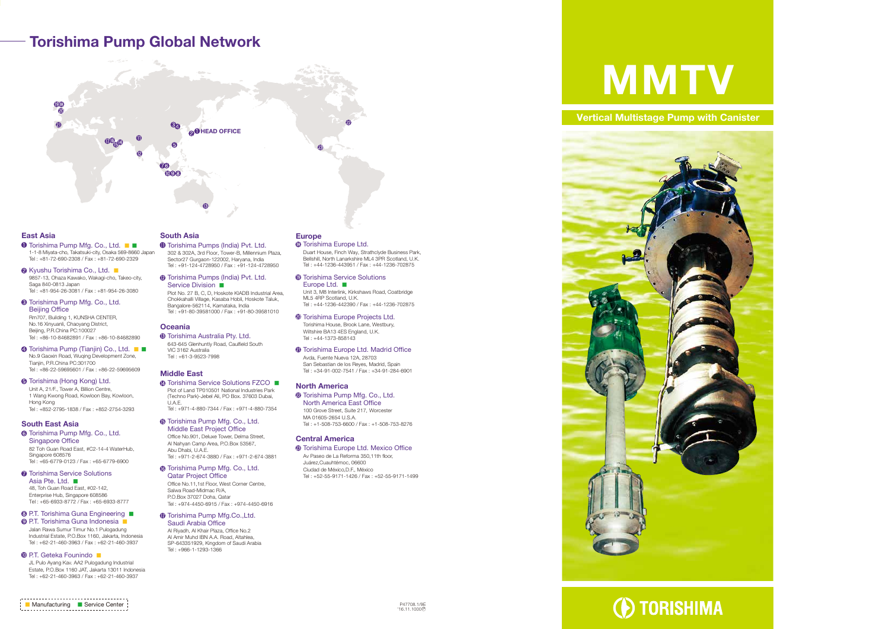# Torishima Pump Global Network

## East Asia

❶ Torishima Pump Mfg. Co., Ltd. ■ ■
1-1-8 Miyata-cho, Takatsuki-city, Osaka 569-8660 Japan
Tel : +81-72-690-2308 / Fax : +81-72-690-2329

❷ Kyushu Torishima Co., Ltd. ■
9857-13, Ohaza Kawako, Wakagi-cho, Takeo-city, Saga 840-0813 Japan
Tel : +81-954-26-3081 / Fax : +81-954-26-3080

❸ Torishima Pump Mfg. Co., Ltd. Beijing Office
Rm707, Building 1, KUNSHA CENTER, No.16 Xinyuanli, Chaoyang District, Beijing, P.R.China PC:100027
Tel : +86-10-84682891 / Fax : +86-10-84682890

❹ Torishima Pump (Tianjin) Co., Ltd. ■ ■
No.9 Gaoxin Road, Wuqing Development Zone, Tianjin, P.R.China PC:301700
Tel : +86-22-59695601 / Fax : +86-22-59695609

❺ Torishima (Hong Kong) Ltd.
Unit A, 21/F., Tower A, Billion Centre, 1 Wang Kwong Road, Kowloon Bay, Kowloon, Hong Kong
Tel : +852-2795-1838 / Fax : +852-2754-3293

## South East Asia

❻ Torishima Pump Mfg. Co., Ltd. Singapore Office
82 Toh Guan Road East, #C2-14-4 WaterHub, Singapore 608576
Tel : +65-6779-0123 / Fax : +65-6779-6900

❼ Torishima Service Solutions Asia Pte. Ltd. ■
48, Toh Guan Road East, #02-142, Enterprise Hub, Singapore 608586
Tel : +65-6933-8772 / Fax : +65-6933-8777

❽ P.T. Torishima Guna Engineering ■
❾ P.T. Torishima Guna Indonesia ■
Jalan Rawa Sumur Timur No.1 Pulogadung Industrial Estate, P.O.Box 1160, Jakarta, Indonesia
Tel : +62-21-460-3963 / Fax : +62-21-460-3937

❿ P.T. Geteka Founindo ■
JL Pulo Ayang Kav. AA2 Pulogadung Industrial Estate, P.O.Box 1160 JAT, Jakarta 13011 Indonesia
Tel : +62-21-460-3963 / Fax : +62-21-460-3937

## South Asia

⓫ Torishima Pumps (India) Pvt. Ltd.
302 & 302A, 3rd Floor, Tower-B, Millennium Plaza, Sector27 Gurgaon-122002, Haryana, India
Tel : +91-124-4728950 / Fax : +91-124-4728950

⓬ Torishima Pumps (India) Pvt. Ltd. Service Division ■
Plot No. 27 B, C, D, Hoskote KIADB Industrial Area, Chokkahalli Village, Kasaba Hobli, Hoskote Taluk, Bangalore-562114, Karnataka, India
Tel : +91-80-39581000 / Fax : +91-80-39581010

## Oceania

⓭ Torishima Australia Pty. Ltd.
643-645 Glenhuntly Road, Caulfield South VIC 3162 Australia
Tel : +61-3-9523-7998

## Middle East

⓮ Torishima Service Solutions FZCO ■
Plot of Land TP010501 National Industries Park (Techno Park)-Jebel Ali, PO Box. 37603 Dubai, U.A.E.
Tel : +971-4-880-7344 / Fax : +971-4-880-7354

⓯ Torishima Pump Mfg. Co., Ltd. Middle East Project Office
Office No.901, Deluxe Tower, Delma Street, Al Nahyan Camp Area, P.O.Box 53567, Abu Dhabi, U.A.E.
Tel : +971-2-674-3880 / Fax : +971-2-674-3881

⓰ Torishima Pump Mfg. Co., Ltd. Qatar Project Office
Office No.11,1st Floor, West Corner Centre, Salwa Road-Midmac R/A, P.O.Box 37027 Doha, Qatar
Tel : +974-4450-6915 / Fax : +974-4450-6916

⓱ Torishima Pump Mfg.Co.,Ltd. Saudi Arabia Office
Al Riyadh, Al Khair Plaza, Office No.2 Al Amir Muhd IBN A.A. Road, Altahlea, SP-643351929, Kingdom of Saudi Arabia
Tel : +966-1-1293-1366

## Europe

⓲ Torishima Europe Ltd.
Duart House, Finch Way, Strathclyde Business Park, Bellshill, North Lanarkshire ML4 3PR Scotland, U.K.
Tel : +44-1236-443951 / Fax : +44-1236-702875

⓳ Torishima Service Solutions Europe Ltd. ■
Unit 3, M8 Interlink, Kirkshaws Road, Coatbridge ML5 4RP Scotland, U.K.
Tel : +44-1236-442390 / Fax : +44-1236-702875

⓴ Torishima Europe Projects Ltd.
Torishima House, Brook Lane, Westbury, Wiltshire BA13 4ES England, U.K.
Tel : +44-1373-858143

㉑ Torishima Europe Ltd. Madrid Office
Avda, Fuente Nueva 12A, 28703 San Sebastian de los Reyes, Madrid, Spain
Tel : +34-91-002-7541 / Fax : +34-91-284-6901

## North America

㉒ Torishima Pump Mfg. Co., Ltd. North America East Office
100 Grove Street, Suite 217, Worcester MA 01605-2654 U.S.A.
Tel : +1-508-753-6600 / Fax : +1-508-753-8276

## Central America

㉓ Torishima Europe Ltd. Mexico Office
Av Paseo de La Reforma 350,11th floor, Juárez,Cuauhtémoc, 06600 Ciudad de México,D.F., México
Tel : +52-55-9171-1426 / Fax : +52-55-9171-1499

■ Manufacturing ■ Service Center

P47708.1/9E
'16.11.1000Ⓟ

# MMTV

## Vertical Multistage Pump with Canister

TORISHIMA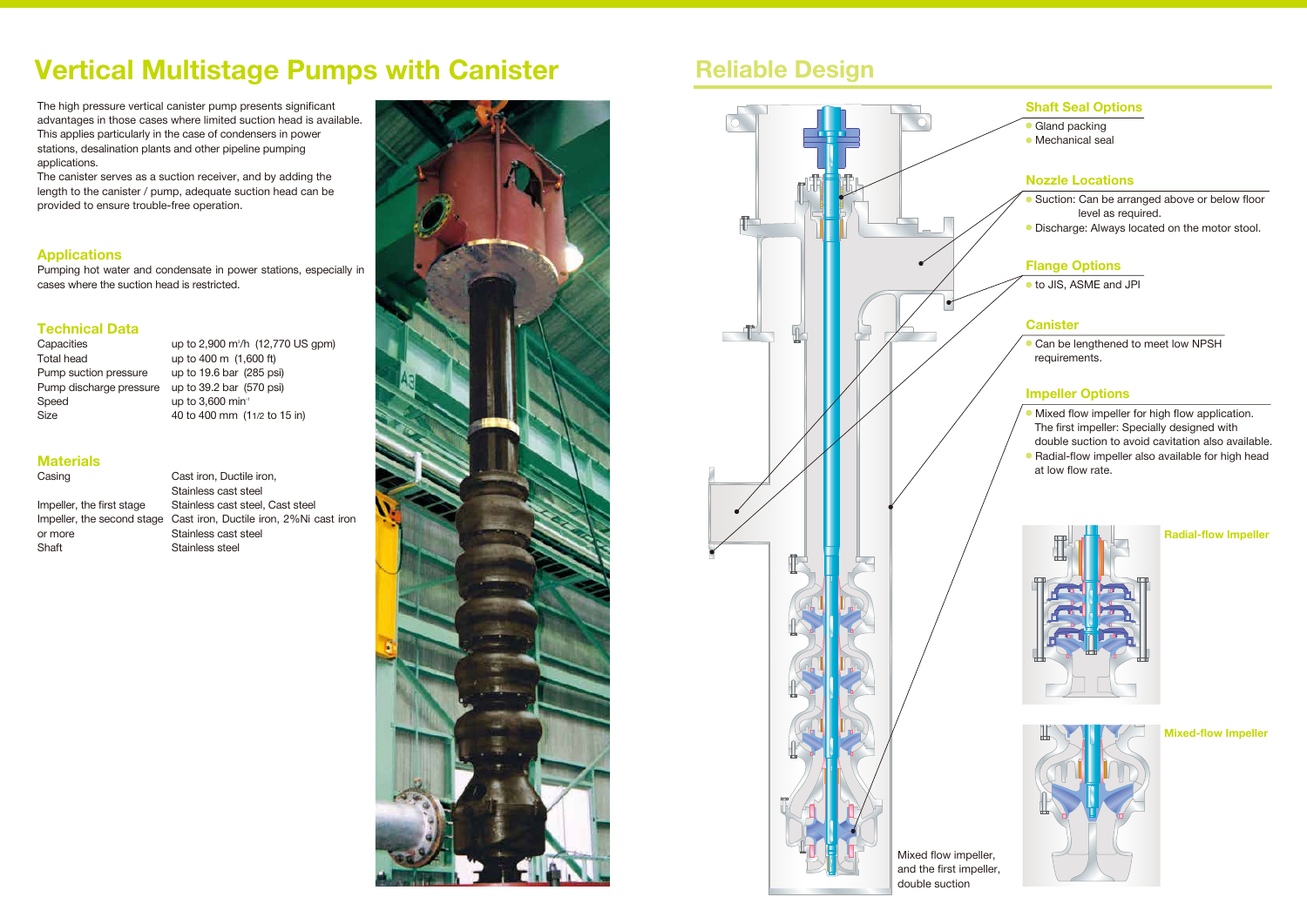# Vertical Multistage Pumps with Canister

The high pressure vertical canister pump presents significant advantages in those cases where limited suction head is available. This applies particularly in the case of condensers in power stations, desalination plants and other pipeline pumping applications.
The canister serves as a suction receiver, and by adding the length to the canister / pump, adequate suction head can be provided to ensure trouble-free operation.

## Applications

Pumping hot water and condensate in power stations, especially in cases where the suction head is restricted.

## Technical Data

| | |
|---|---|
| Capacities | up to 2,900 $m^3/h$ (12,770 US gpm) |
| Total head | up to 400 m (1,600 ft) |
| Pump suction pressure | up to 19.6 bar (285 psi) |
| Pump discharge pressure | up to 39.2 bar (570 psi) |
| Speed | up to 3,600 $min^{-1}$ |
| Size | 40 to 400 mm (1 1/2 to 15 in) |

## Materials

| | |
|---|---|
| Casing | Cast iron, Ductile iron, Stainless cast steel |
| Impeller, the first stage | Stainless cast steel, Cast steel |
| Impeller, the second stage or more | Cast iron, Ductile iron, 2%Ni cast iron Stainless cast steel |
| Shaft | Stainless steel |

# Reliable Design

### Shaft Seal Options

- Gland packing
- Mechanical seal

### Nozzle Locations

- Suction: Can be arranged above or below floor level as required.
- Discharge: Always located on the motor stool.

### Flange Options

- to JIS, ASME and JPI

### Canister

- Can be lengthened to meet low NPSH requirements.

### Impeller Options

- Mixed flow impeller for high flow application. The first impeller: Specially designed with double suction to avoid cavitation also available.
- Radial-flow impeller also available for high head at low flow rate.

Mixed flow impeller, and the first impeller, double suction

Radial-flow Impeller

Mixed-flow Impeller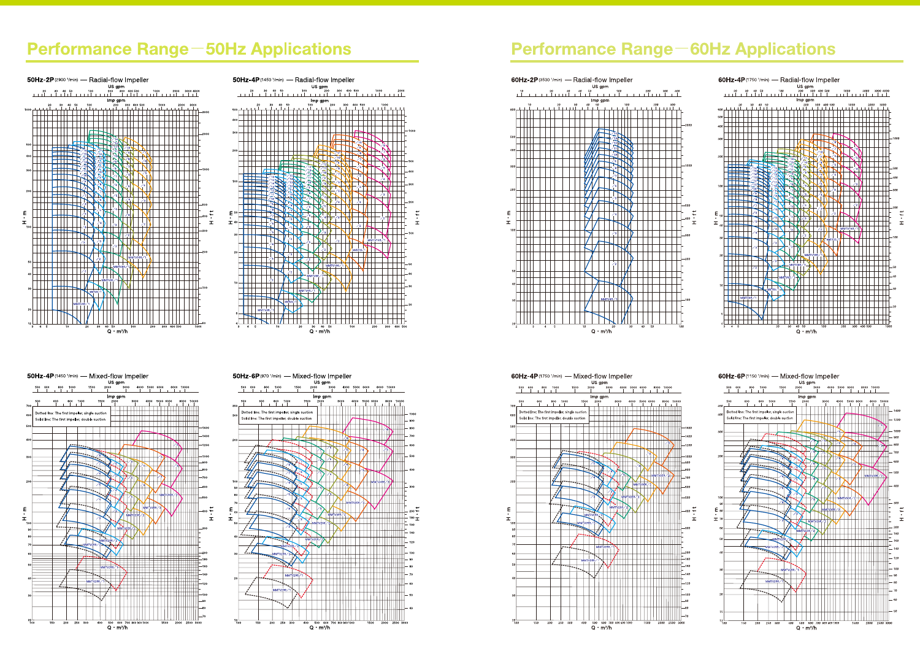## Performance Range — 50Hz Applications

50Hz-2P (2900 r/min) — Radial-flow Impeller

US gpm

Imp gpm

H・m

H・ft

Q・m³/h

50Hz-4P (1450 r/min) — Radial-flow Impeller

US gpm

Imp gpm

H・m

H・ft

Q・m³/h

50Hz-4P (1450 r/min) — Mixed-flow Impeller

US gpm

Imp gpm

Dotted line: The first impeller, single suction
Solid line: The first impeller, double suction

H・m

H・ft

Q・m³/h

50Hz-6P (970 r/min) — Mixed-flow Impeller

US gpm

Imp gpm

Dotted line: The first impeller, single suction
Solid line: The first impeller, double suction

H・m

H・ft

Q・m³/h

## Performance Range — 60Hz Applications

60Hz-2P (3500 r/min) — Radial-flow Impeller

US gpm

Imp gpm

H・m

H・ft

Q・m³/h

60Hz-4P (1750 r/min) — Radial-flow Impeller

US gpm

Imp gpm

H・m

H・ft

Q・m³/h

60Hz-4P (1750 r/min) — Mixed-flow Impeller

US gpm

Imp gpm

Dotted line: The first impeller, single suction
Solid line: The first impeller, double suction

H・m

H・ft

Q・m³/h

60Hz-6P (1150 r/min) — Mixed-flow Impeller

US gpm

Imp gpm

Dotted line: The first impeller, single suction
Solid line: The first impeller, double suction

H・m

H・ft

Q・m³/h